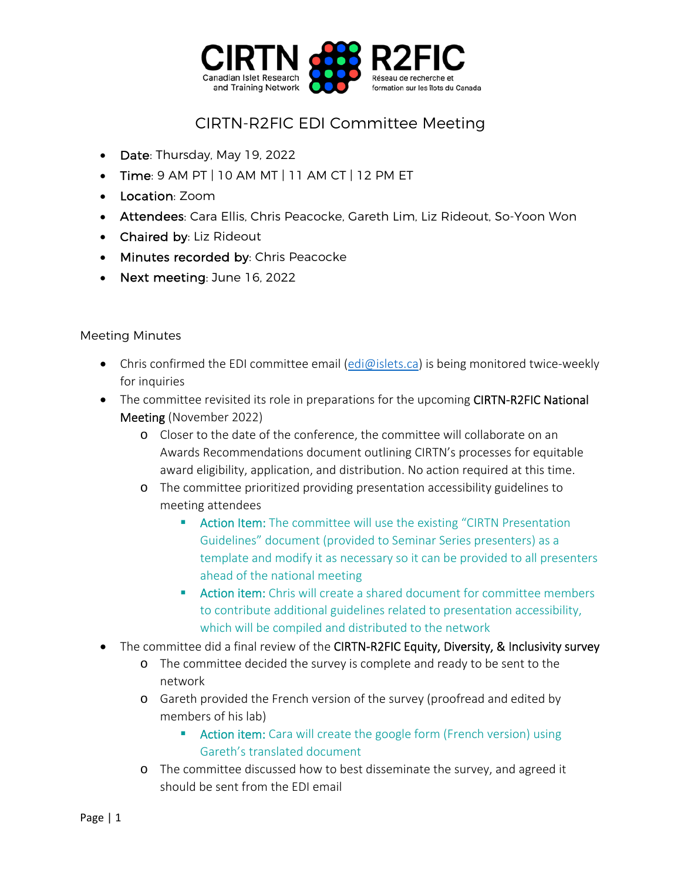# CIRTN-R2FIC EDI Committee Meeting

- Date: Thursday, May 19, 2022
- Time: 9 AM PT | 10 AM MT | 11 AM CT | 12 PM ET
- Location: Zoom
- Attendees: Cara Ellis, Chris Peacocke, Gareth Lim, Liz Rideout, So-Yoon Won
- Chaired by: Liz Rideout
- Minutes recorded by: Chris Peacocke
- Next meeting: June 16, 2022

## Meeting Minutes

- Chris confirmed the EDI committee email (edi@islets.ca) is being monitored twice-weekly for inquiries
- The committee revisited its role in preparations for the upcoming CIRTN-R2FIC National Meeting (November 2022)
    - Closer to the date of the conference, the committee will collaborate on an Awards Recommendations document outlining CIRTN's processes for equitable award eligibility, application, and distribution. No action required at this time.
    - The committee prioritized providing presentation accessibility guidelines to meeting attendees
        - Action Item: The committee will use the existing "CIRTN Presentation Guidelines" document (provided to Seminar Series presenters) as a template and modify it as necessary so it can be provided to all presenters ahead of the national meeting
        - Action item: Chris will create a shared document for committee members to contribute additional guidelines related to presentation accessibility, which will be compiled and distributed to the network
- The committee did a final review of the CIRTN-R2FIC Equity, Diversity, & Inclusivity survey
    - The committee decided the survey is complete and ready to be sent to the network
    - Gareth provided the French version of the survey (proofread and edited by members of his lab)
        - Action item: Cara will create the google form (French version) using Gareth's translated document
    - The committee discussed how to best disseminate the survey, and agreed it should be sent from the EDI email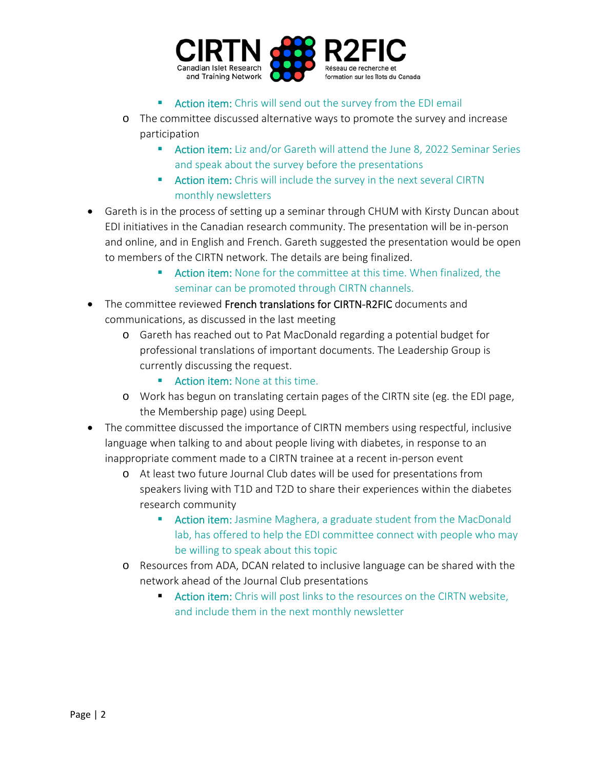- Action item: Chris will send out the survey from the EDI email
  - The committee discussed alternative ways to promote the survey and increase participation
    - Action item: Liz and/or Gareth will attend the June 8, 2022 Seminar Series and speak about the survey before the presentations
    - Action item: Chris will include the survey in the next several CIRTN monthly newsletters
- Gareth is in the process of setting up a seminar through CHUM with Kirsty Duncan about EDI initiatives in the Canadian research community. The presentation will be in-person and online, and in English and French. Gareth suggested the presentation would be open to members of the CIRTN network. The details are being finalized.
    - Action item: None for the committee at this time. When finalized, the seminar can be promoted through CIRTN channels.
- The committee reviewed French translations for CIRTN-R2FIC documents and communications, as discussed in the last meeting
  - Gareth has reached out to Pat MacDonald regarding a potential budget for professional translations of important documents. The Leadership Group is currently discussing the request.
    - Action item: None at this time.
  - Work has begun on translating certain pages of the CIRTN site (eg. the EDI page, the Membership page) using DeepL
- The committee discussed the importance of CIRTN members using respectful, inclusive language when talking to and about people living with diabetes, in response to an inappropriate comment made to a CIRTN trainee at a recent in-person event
  - At least two future Journal Club dates will be used for presentations from speakers living with T1D and T2D to share their experiences within the diabetes research community
    - Action item: Jasmine Maghera, a graduate student from the MacDonald lab, has offered to help the EDI committee connect with people who may be willing to speak about this topic
  - Resources from ADA, DCAN related to inclusive language can be shared with the network ahead of the Journal Club presentations
    - Action item: Chris will post links to the resources on the CIRTN website, and include them in the next monthly newsletter